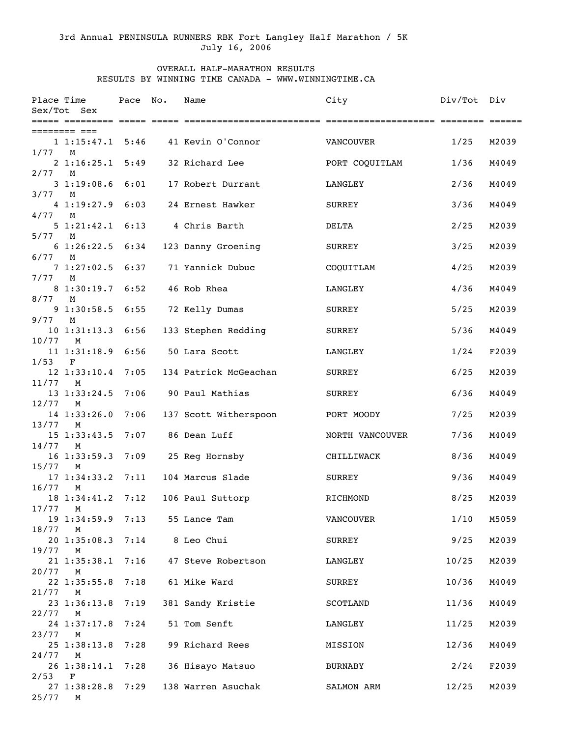3rd Annual PENINSULA RUNNERS RBK Fort Langley Half Marathon / 5K
July 16, 2006

OVERALL HALF-MARATHON RESULTS
RESULTS BY WINNING TIME CANADA - WWW.WINNINGTIME.CA

| Place | Time | Pace | No. | Name | City | Div/Tot | Div | Sex/Tot | Sex |
|---|---|---|---|---|---|---|---|---|---|
| 1 | 1:15:47.1 | 5:46 | 41 | Kevin O'Connor | VANCOUVER | 1/25 | M2039 | 1/77 | M |
| 2 | 1:16:25.1 | 5:49 | 32 | Richard Lee | PORT COQUITLAM | 1/36 | M4049 | 2/77 | M |
| 3 | 1:19:08.6 | 6:01 | 17 | Robert Durrant | LANGLEY | 2/36 | M4049 | 3/77 | M |
| 4 | 1:19:27.9 | 6:03 | 24 | Ernest Hawker | SURREY | 3/36 | M4049 | 4/77 | M |
| 5 | 1:21:42.1 | 6:13 | 4 | Chris Barth | DELTA | 2/25 | M2039 | 5/77 | M |
| 6 | 1:26:22.5 | 6:34 | 123 | Danny Groening | SURREY | 3/25 | M2039 | 6/77 | M |
| 7 | 1:27:02.5 | 6:37 | 71 | Yannick Dubuc | COQUITLAM | 4/25 | M2039 | 7/77 | M |
| 8 | 1:30:19.7 | 6:52 | 46 | Rob Rhea | LANGLEY | 4/36 | M4049 | 8/77 | M |
| 9 | 1:30:58.5 | 6:55 | 72 | Kelly Dumas | SURREY | 5/25 | M2039 | 9/77 | M |
| 10 | 1:31:13.3 | 6:56 | 133 | Stephen Redding | SURREY | 5/36 | M4049 | 10/77 | M |
| 11 | 1:31:18.9 | 6:56 | 50 | Lara Scott | LANGLEY | 1/24 | F2039 | 1/53 | F |
| 12 | 1:33:10.4 | 7:05 | 134 | Patrick McGeachan | SURREY | 6/25 | M2039 | 11/77 | M |
| 13 | 1:33:24.5 | 7:06 | 90 | Paul Mathias | SURREY | 6/36 | M4049 | 12/77 | M |
| 14 | 1:33:26.0 | 7:06 | 137 | Scott Witherspoon | PORT MOODY | 7/25 | M2039 | 13/77 | M |
| 15 | 1:33:43.5 | 7:07 | 86 | Dean Luff | NORTH VANCOUVER | 7/36 | M4049 | 14/77 | M |
| 16 | 1:33:59.3 | 7:09 | 25 | Reg Hornsby | CHILLIWACK | 8/36 | M4049 | 15/77 | M |
| 17 | 1:34:33.2 | 7:11 | 104 | Marcus Slade | SURREY | 9/36 | M4049 | 16/77 | M |
| 18 | 1:34:41.2 | 7:12 | 106 | Paul Suttorp | RICHMOND | 8/25 | M2039 | 17/77 | M |
| 19 | 1:34:59.9 | 7:13 | 55 | Lance Tam | VANCOUVER | 1/10 | M5059 | 18/77 | M |
| 20 | 1:35:08.3 | 7:14 | 8 | Leo Chui | SURREY | 9/25 | M2039 | 19/77 | M |
| 21 | 1:35:38.1 | 7:16 | 47 | Steve Robertson | LANGLEY | 10/25 | M2039 | 20/77 | M |
| 22 | 1:35:55.8 | 7:18 | 61 | Mike Ward | SURREY | 10/36 | M4049 | 21/77 | M |
| 23 | 1:36:13.8 | 7:19 | 381 | Sandy Kristie | SCOTLAND | 11/36 | M4049 | 22/77 | M |
| 24 | 1:37:17.8 | 7:24 | 51 | Tom Senft | LANGLEY | 11/25 | M2039 | 23/77 | M |
| 25 | 1:38:13.8 | 7:28 | 99 | Richard Rees | MISSION | 12/36 | M4049 | 24/77 | M |
| 26 | 1:38:14.1 | 7:28 | 36 | Hisayo Matsuo | BURNABY | 2/24 | F2039 | 2/53 | F |
| 27 | 1:38:28.8 | 7:29 | 138 | Warren Asuchak | SALMON ARM | 12/25 | M2039 | 25/77 | M |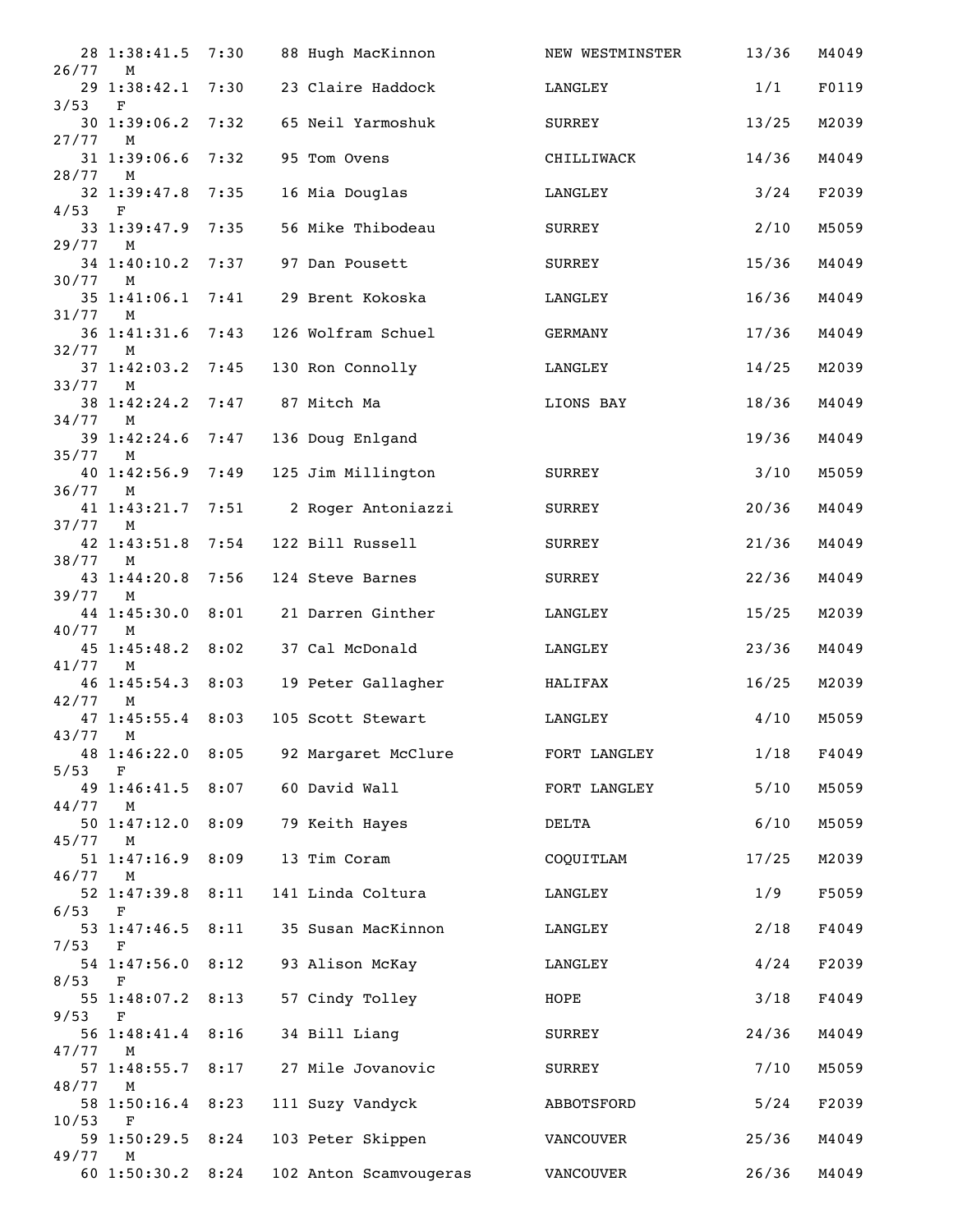```
  28 1:38:41.5  7:30    88 Hugh MacKinnon         NEW WESTMINSTER     13/36   M4049
26/77   M
  29 1:38:42.1  7:30    23 Claire Haddock         LANGLEY              1/1    F0119
3/53   F
  30 1:39:06.2  7:32    65 Neil Yarmoshuk         SURREY              13/25   M2039
27/77   M
  31 1:39:06.6  7:32    95 Tom Ovens              CHILLIWACK          14/36   M4049
28/77   M
  32 1:39:47.8  7:35    16 Mia Douglas            LANGLEY              3/24   F2039
4/53   F
  33 1:39:47.9  7:35    56 Mike Thibodeau         SURREY               2/10   M5059
29/77   M
  34 1:40:10.2  7:37    97 Dan Pousett            SURREY              15/36   M4049
30/77   M
  35 1:41:06.1  7:41    29 Brent Kokoska          LANGLEY             16/36   M4049
31/77   M
  36 1:41:31.6  7:43   126 Wolfram Schuel         GERMANY             17/36   M4049
32/77   M
  37 1:42:03.2  7:45   130 Ron Connolly           LANGLEY             14/25   M2039
33/77   M
  38 1:42:24.2  7:47    87 Mitch Ma               LIONS BAY           18/36   M4049
34/77   M
  39 1:42:24.6  7:47   136 Doug Enlgand                               19/36   M4049
35/77   M
  40 1:42:56.9  7:49   125 Jim Millington         SURREY               3/10   M5059
36/77   M
  41 1:43:21.7  7:51     2 Roger Antoniazzi       SURREY              20/36   M4049
37/77   M
  42 1:43:51.8  7:54   122 Bill Russell           SURREY              21/36   M4049
38/77   M
  43 1:44:20.8  7:56   124 Steve Barnes           SURREY              22/36   M4049
39/77   M
  44 1:45:30.0  8:01    21 Darren Ginther         LANGLEY             15/25   M2039
40/77   M
  45 1:45:48.2  8:02    37 Cal McDonald           LANGLEY             23/36   M4049
41/77   M
  46 1:45:54.3  8:03    19 Peter Gallagher        HALIFAX             16/25   M2039
42/77   M
  47 1:45:55.4  8:03   105 Scott Stewart          LANGLEY              4/10   M5059
43/77   M
  48 1:46:22.0  8:05    92 Margaret McClure       FORT LANGLEY         1/18   F4049
5/53   F
  49 1:46:41.5  8:07    60 David Wall             FORT LANGLEY         5/10   M5059
44/77   M
  50 1:47:12.0  8:09    79 Keith Hayes            DELTA                6/10   M5059
45/77   M
  51 1:47:16.9  8:09    13 Tim Coram              COQUITLAM           17/25   M2039
46/77   M
  52 1:47:39.8  8:11   141 Linda Coltura          LANGLEY              1/9    F5059
6/53   F
  53 1:47:46.5  8:11    35 Susan MacKinnon        LANGLEY              2/18   F4049
7/53   F
  54 1:47:56.0  8:12    93 Alison McKay           LANGLEY              4/24   F2039
8/53   F
  55 1:48:07.2  8:13    57 Cindy Tolley           HOPE                 3/18   F4049
9/53   F
  56 1:48:41.4  8:16    34 Bill Liang             SURREY              24/36   M4049
47/77   M
  57 1:48:55.7  8:17    27 Mile Jovanovic         SURREY               7/10   M5059
48/77   M
  58 1:50:16.4  8:23   111 Suzy Vandyck           ABBOTSFORD           5/24   F2039
10/53   F
  59 1:50:29.5  8:24   103 Peter Skippen          VANCOUVER           25/36   M4049
49/77   M
  60 1:50:30.2  8:24   102 Anton Scamvougeras     VANCOUVER           26/36   M4049
```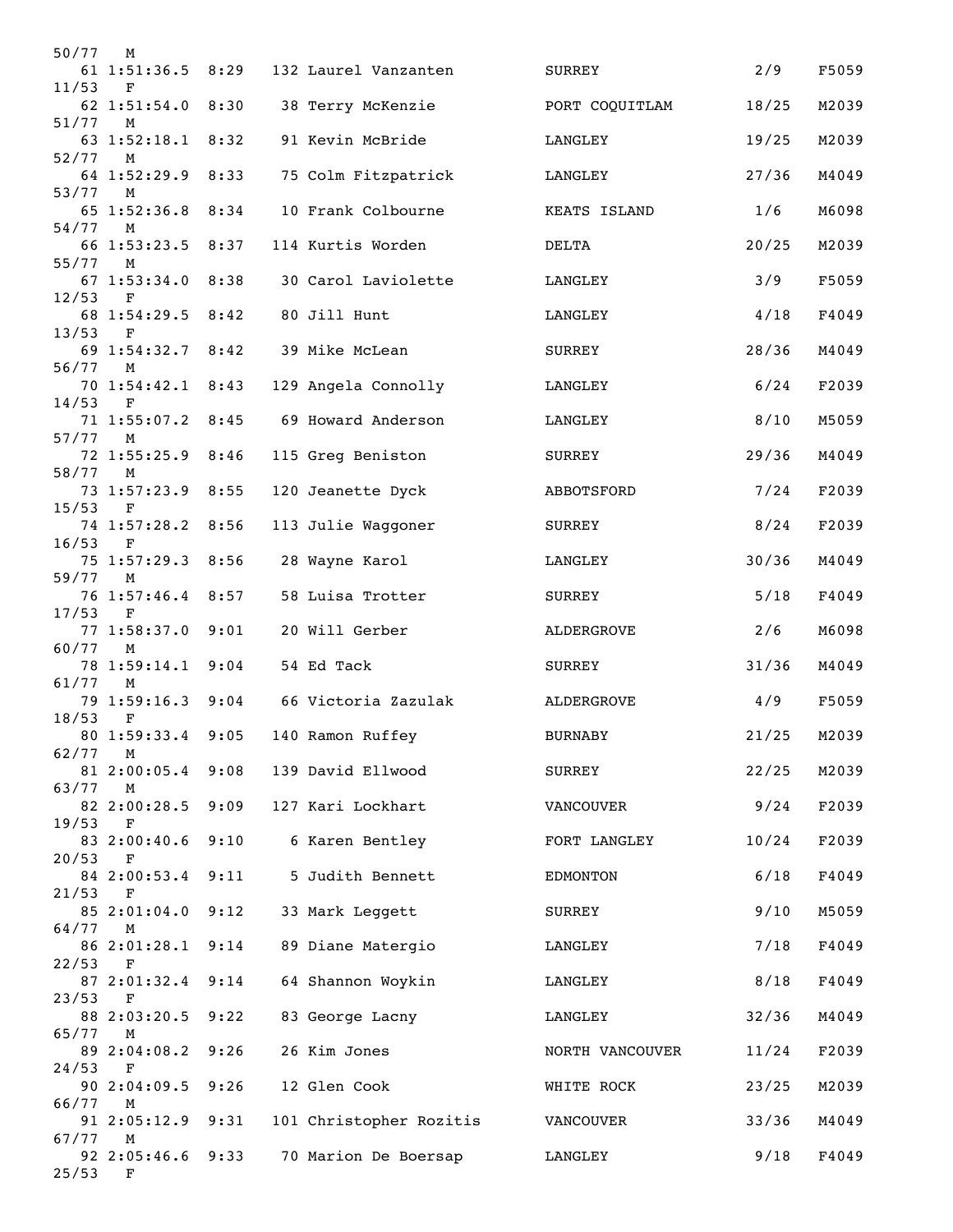```
50/77   M
  61 1:51:36.5  8:29   132 Laurel Vanzanten         SURREY             2/9    F5059
11/53   F
  62 1:51:54.0  8:30    38 Terry McKenzie           PORT COQUITLAM    18/25   M2039
51/77   M
  63 1:52:18.1  8:32    91 Kevin McBride            LANGLEY           19/25   M2039
52/77   M
  64 1:52:29.9  8:33    75 Colm Fitzpatrick         LANGLEY           27/36   M4049
53/77   M
  65 1:52:36.8  8:34    10 Frank Colbourne          KEATS ISLAND       1/6    M6098
54/77   M
  66 1:53:23.5  8:37   114 Kurtis Worden            DELTA             20/25   M2039
55/77   M
  67 1:53:34.0  8:38    30 Carol Laviolette         LANGLEY            3/9    F5059
12/53   F
  68 1:54:29.5  8:42    80 Jill Hunt                LANGLEY            4/18   F4049
13/53   F
  69 1:54:32.7  8:42    39 Mike McLean              SURREY            28/36   M4049
56/77   M
  70 1:54:42.1  8:43   129 Angela Connolly          LANGLEY            6/24   F2039
14/53   F
  71 1:55:07.2  8:45    69 Howard Anderson          LANGLEY            8/10   M5059
57/77   M
  72 1:55:25.9  8:46   115 Greg Beniston            SURREY            29/36   M4049
58/77   M
  73 1:57:23.9  8:55   120 Jeanette Dyck            ABBOTSFORD         7/24   F2039
15/53   F
  74 1:57:28.2  8:56   113 Julie Waggoner           SURREY             8/24   F2039
16/53   F
  75 1:57:29.3  8:56    28 Wayne Karol              LANGLEY           30/36   M4049
59/77   M
  76 1:57:46.4  8:57    58 Luisa Trotter            SURREY             5/18   F4049
17/53   F
  77 1:58:37.0  9:01    20 Will Gerber              ALDERGROVE         2/6    M6098
60/77   M
  78 1:59:14.1  9:04    54 Ed Tack                  SURREY            31/36   M4049
61/77   M
  79 1:59:16.3  9:04    66 Victoria Zazulak         ALDERGROVE         4/9    F5059
18/53   F
  80 1:59:33.4  9:05   140 Ramon Ruffey             BURNABY           21/25   M2039
62/77   M
  81 2:00:05.4  9:08   139 David Ellwood            SURREY            22/25   M2039
63/77   M
  82 2:00:28.5  9:09   127 Kari Lockhart            VANCOUVER          9/24   F2039
19/53   F
  83 2:00:40.6  9:10     6 Karen Bentley            FORT LANGLEY      10/24   F2039
20/53   F
  84 2:00:53.4  9:11     5 Judith Bennett           EDMONTON           6/18   F4049
21/53   F
  85 2:01:04.0  9:12    33 Mark Leggett             SURREY             9/10   M5059
64/77   M
  86 2:01:28.1  9:14    89 Diane Matergio           LANGLEY            7/18   F4049
22/53   F
  87 2:01:32.4  9:14    64 Shannon Woykin           LANGLEY            8/18   F4049
23/53   F
  88 2:03:20.5  9:22    83 George Lacny             LANGLEY           32/36   M4049
65/77   M
  89 2:04:08.2  9:26    26 Kim Jones                NORTH VANCOUVER   11/24   F2039
24/53   F
  90 2:04:09.5  9:26    12 Glen Cook                WHITE ROCK        23/25   M2039
66/77   M
  91 2:05:12.9  9:31   101 Christopher Rozitis      VANCOUVER         33/36   M4049
67/77   M
  92 2:05:46.6  9:33    70 Marion De Boersap        LANGLEY            9/18   F4049
25/53   F
```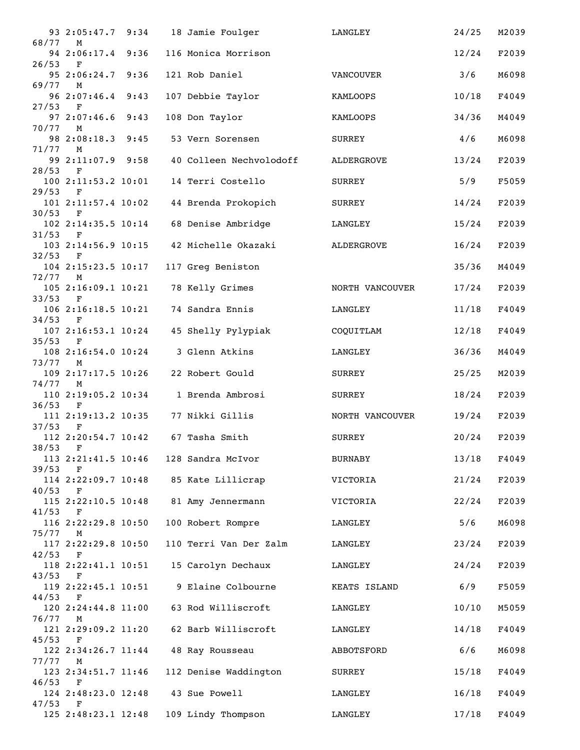```
 93 2:05:47.7  9:34    18 Jamie Foulger            LANGLEY             24/25   M2039
68/77   M
 94 2:06:17.4  9:36   116 Monica Morrison                              12/24   F2039
26/53   F
 95 2:06:24.7  9:36   121 Rob Daniel               VANCOUVER            3/6    M6098
69/77   M
 96 2:07:46.4  9:43   107 Debbie Taylor            KAMLOOPS            10/18   F4049
27/53   F
 97 2:07:46.6  9:43   108 Don Taylor               KAMLOOPS            34/36   M4049
70/77   M
 98 2:08:18.3  9:45    53 Vern Sorensen            SURREY               4/6    M6098
71/77   M
 99 2:11:07.9  9:58    40 Colleen Nechvolodoff     ALDERGROVE          13/24   F2039
28/53   F
100 2:11:53.2 10:01    14 Terri Costello           SURREY               5/9    F5059
29/53   F
101 2:11:57.4 10:02    44 Brenda Prokopich         SURREY              14/24   F2039
30/53   F
102 2:14:35.5 10:14    68 Denise Ambridge          LANGLEY             15/24   F2039
31/53   F
103 2:14:56.9 10:15    42 Michelle Okazaki         ALDERGROVE          16/24   F2039
32/53   F
104 2:15:23.5 10:17   117 Greg Beniston                                35/36   M4049
72/77   M
105 2:16:09.1 10:21    78 Kelly Grimes             NORTH VANCOUVER     17/24   F2039
33/53   F
106 2:16:18.5 10:21    74 Sandra Ennis             LANGLEY             11/18   F4049
34/53   F
107 2:16:53.1 10:24    45 Shelly Pylypiak          COQUITLAM           12/18   F4049
35/53   F
108 2:16:54.0 10:24     3 Glenn Atkins             LANGLEY             36/36   M4049
73/77   M
109 2:17:17.5 10:26    22 Robert Gould             SURREY              25/25   M2039
74/77   M
110 2:19:05.2 10:34     1 Brenda Ambrosi           SURREY              18/24   F2039
36/53   F
111 2:19:13.2 10:35    77 Nikki Gillis             NORTH VANCOUVER     19/24   F2039
37/53   F
112 2:20:54.7 10:42    67 Tasha Smith              SURREY              20/24   F2039
38/53   F
113 2:21:41.5 10:46   128 Sandra McIvor            BURNABY             13/18   F4049
39/53   F
114 2:22:09.7 10:48    85 Kate Lillicrap           VICTORIA            21/24   F2039
40/53   F
115 2:22:10.5 10:48    81 Amy Jennermann           VICTORIA            22/24   F2039
41/53   F
116 2:22:29.8 10:50   100 Robert Rompre            LANGLEY              5/6    M6098
75/77   M
117 2:22:29.8 10:50   110 Terri Van Der Zalm       LANGLEY             23/24   F2039
42/53   F
118 2:22:41.1 10:51    15 Carolyn Dechaux          LANGLEY             24/24   F2039
43/53   F
119 2:22:45.1 10:51     9 Elaine Colbourne         KEATS ISLAND         6/9    F5059
44/53   F
120 2:24:44.8 11:00    63 Rod Williscroft          LANGLEY             10/10   M5059
76/77   M
121 2:29:09.2 11:20    62 Barb Williscroft         LANGLEY             14/18   F4049
45/53   F
122 2:34:26.7 11:44    48 Ray Rousseau             ABBOTSFORD           6/6    M6098
77/77   M
123 2:34:51.7 11:46   112 Denise Waddington        SURREY              15/18   F4049
46/53   F
124 2:48:23.0 12:48    43 Sue Powell               LANGLEY             16/18   F4049
47/53   F
125 2:48:23.1 12:48   109 Lindy Thompson           LANGLEY             17/18   F4049
```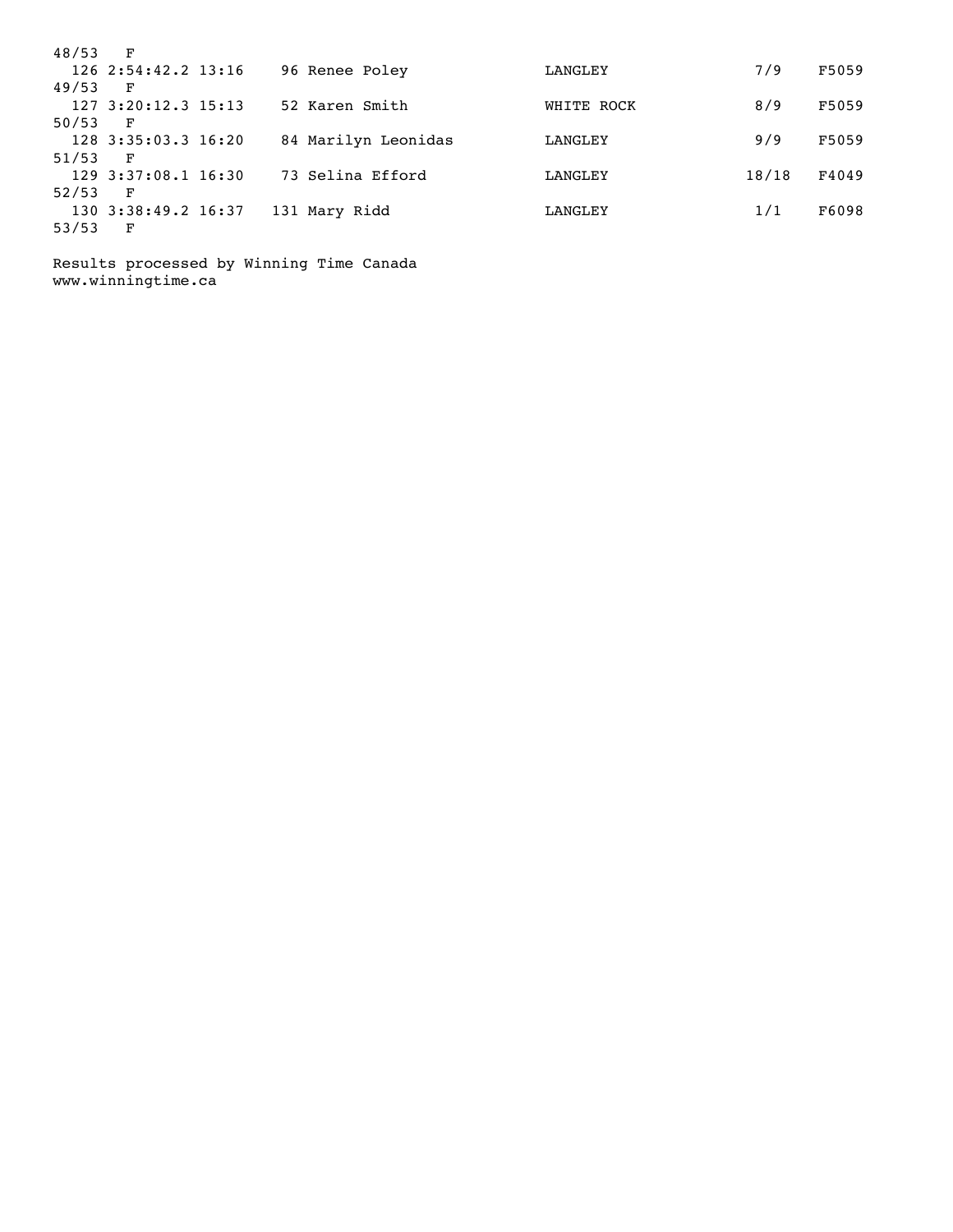| | | | | | | |
|---|---|---|---|---|---|---|
| 48/53 F | | | | | | |
| 126 | 2:54:42.2 | 13:16 | 96 Renee Poley | LANGLEY | 7/9 | F5059 |
| 49/53 F | | | | | | |
| 127 | 3:20:12.3 | 15:13 | 52 Karen Smith | WHITE ROCK | 8/9 | F5059 |
| 50/53 F | | | | | | |
| 128 | 3:35:03.3 | 16:20 | 84 Marilyn Leonidas | LANGLEY | 9/9 | F5059 |
| 51/53 F | | | | | | |
| 129 | 3:37:08.1 | 16:30 | 73 Selina Efford | LANGLEY | 18/18 | F4049 |
| 52/53 F | | | | | | |
| 130 | 3:38:49.2 | 16:37 | 131 Mary Ridd | LANGLEY | 1/1 | F6098 |
| 53/53 F | | | | | | |

Results processed by Winning Time Canada
www.winningtime.ca